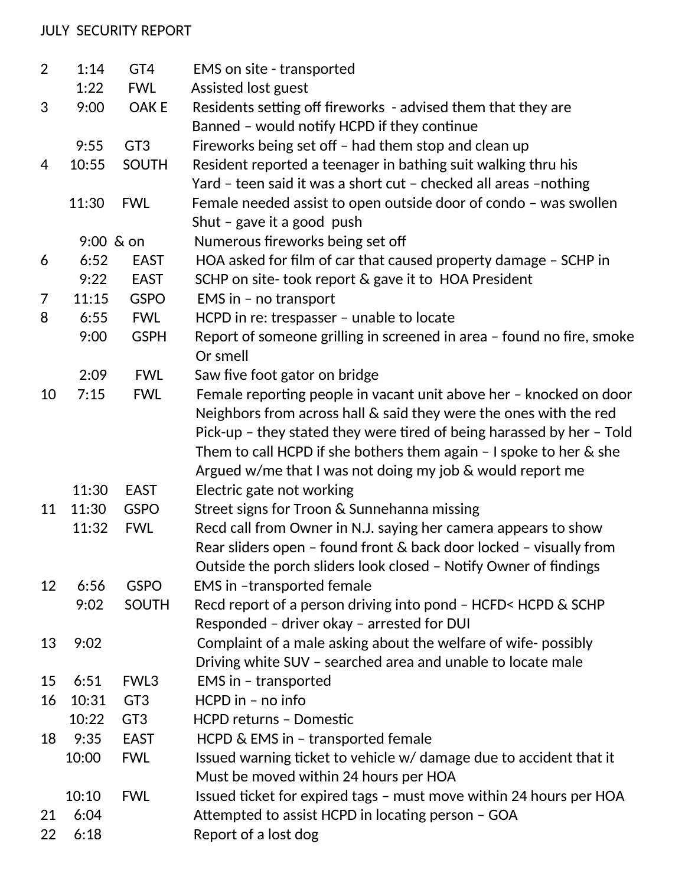# JULY SECURITY REPORT

| Date | Time | Location | Incident |
|---|---|---|---|
| 2 | 1:14 | GT4 | EMS on site - transported |
| | 1:22 | FWL | Assisted lost guest |
| 3 | 9:00 | OAK E | Residents setting off fireworks - advised them that they are Banned – would notify HCPD if they continue |
| | 9:55 | GT3 | Fireworks being set off – had them stop and clean up |
| 4 | 10:55 | SOUTH | Resident reported a teenager in bathing suit walking thru his Yard – teen said it was a short cut – checked all areas –nothing |
| | 11:30 | FWL | Female needed assist to open outside door of condo – was swollen Shut – gave it a good push |
| | 9:00 & on | | Numerous fireworks being set off |
| 6 | 6:52 | EAST | HOA asked for film of car that caused property damage – SCHP in |
| | 9:22 | EAST | SCHP on site- took report & gave it to HOA President |
| 7 | 11:15 | GSPO | EMS in – no transport |
| 8 | 6:55 | FWL | HCPD in re: trespasser – unable to locate |
| | 9:00 | GSPH | Report of someone grilling in screened in area – found no fire, smoke Or smell |
| | 2:09 | FWL | Saw five foot gator on bridge |
| 10 | 7:15 | FWL | Female reporting people in vacant unit above her – knocked on door Neighbors from across hall & said they were the ones with the red Pick-up – they stated they were tired of being harassed by her – Told Them to call HCPD if she bothers them again – I spoke to her & she Argued w/me that I was not doing my job & would report me |
| | 11:30 | EAST | Electric gate not working |
| 11 | 11:30 | GSPO | Street signs for Troon & Sunnehanna missing |
| | 11:32 | FWL | Recd call from Owner in N.J. saying her camera appears to show Rear sliders open – found front & back door locked – visually from Outside the porch sliders look closed – Notify Owner of findings |
| 12 | 6:56 | GSPO | EMS in –transported female |
| | 9:02 | SOUTH | Recd report of a person driving into pond – HCFD< HCPD & SCHP Responded – driver okay – arrested for DUI |
| 13 | 9:02 | | Complaint of a male asking about the welfare of wife- possibly Driving white SUV – searched area and unable to locate male |
| 15 | 6:51 | FWL3 | EMS in – transported |
| 16 | 10:31 | GT3 | HCPD in – no info |
| | 10:22 | GT3 | HCPD returns – Domestic |
| 18 | 9:35 | EAST | HCPD & EMS in – transported female |
| | 10:00 | FWL | Issued warning ticket to vehicle w/ damage due to accident that it Must be moved within 24 hours per HOA |
| | 10:10 | FWL | Issued ticket for expired tags – must move within 24 hours per HOA |
| 21 | 6:04 | | Attempted to assist HCPD in locating person – GOA |
| 22 | 6:18 | | Report of a lost dog |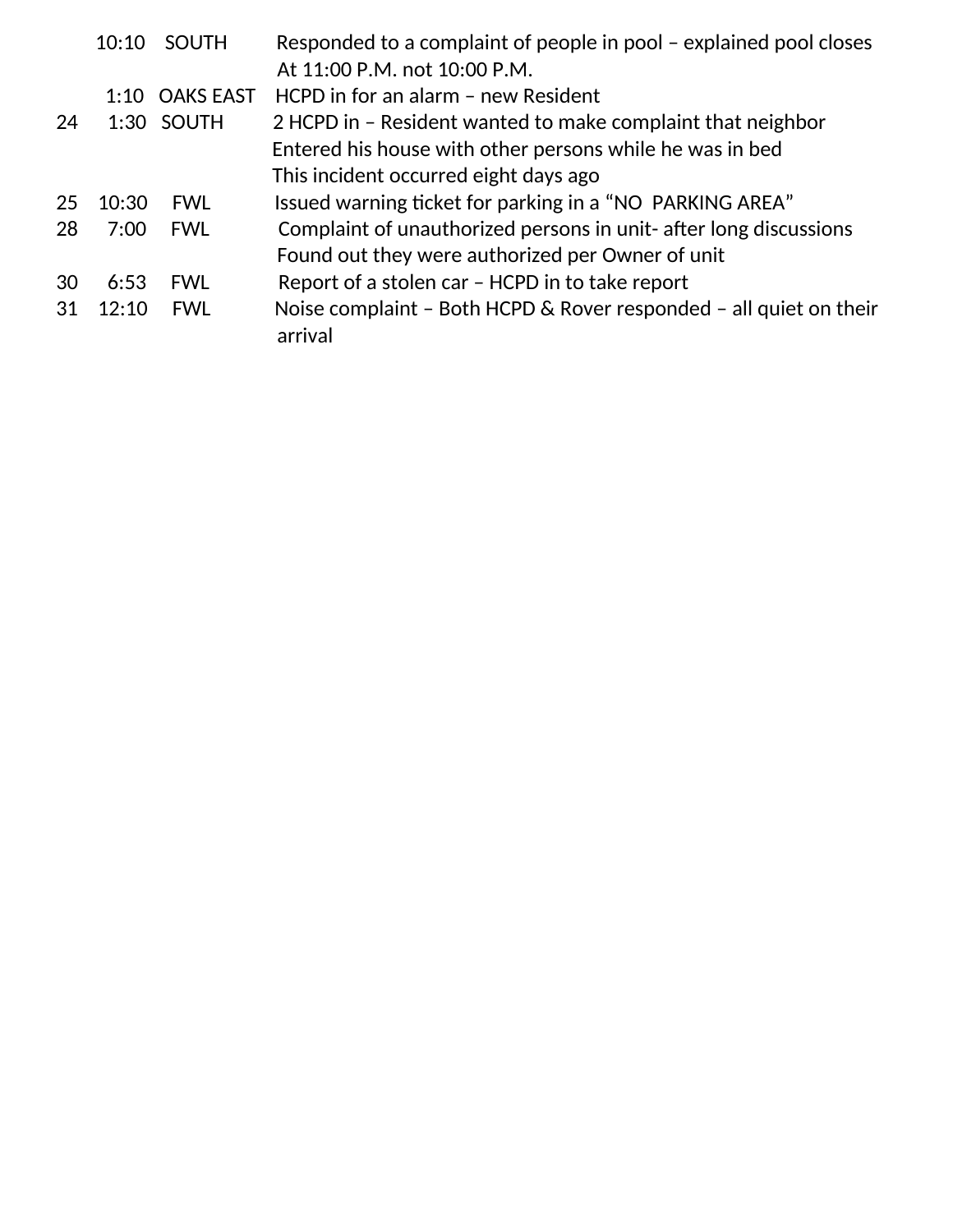| Date | Time | Location | Description |
|---|---|---|---|
| | 10:10 | SOUTH | Responded to a complaint of people in pool – explained pool closes At 11:00 P.M. not 10:00 P.M. |
| | 1:10 | OAKS EAST | HCPD in for an alarm – new Resident |
| 24 | 1:30 | SOUTH | 2 HCPD in – Resident wanted to make complaint that neighbor Entered his house with other persons while he was in bed This incident occurred eight days ago |
| 25 | 10:30 | FWL | Issued warning ticket for parking in a “NO PARKING AREA” |
| 28 | 7:00 | FWL | Complaint of unauthorized persons in unit- after long discussions Found out they were authorized per Owner of unit |
| 30 | 6:53 | FWL | Report of a stolen car – HCPD in to take report |
| 31 | 12:10 | FWL | Noise complaint – Both HCPD & Rover responded – all quiet on their arrival |